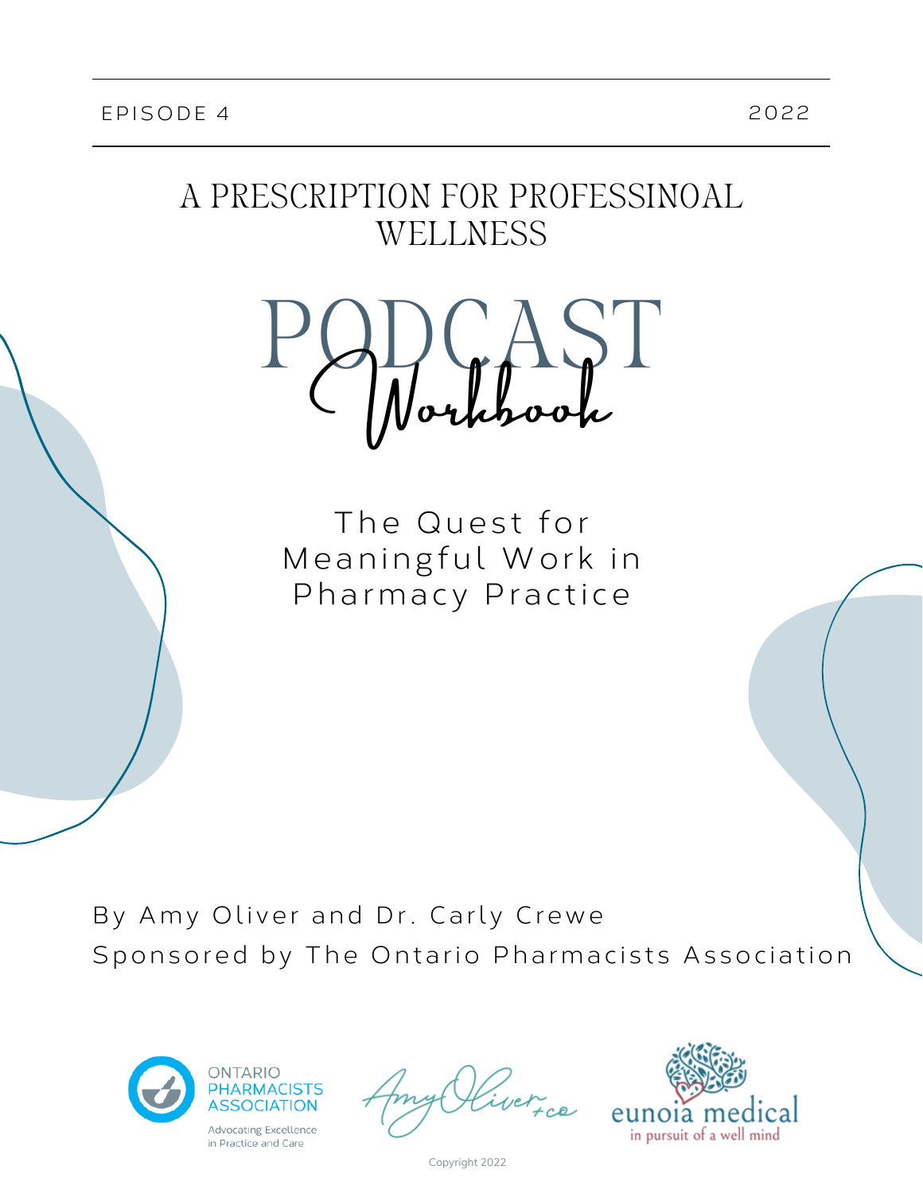EPISODE 4 2022

# A PRESCRIPTION FOR PROFESSINOAL WELLNESS

# PODCAST Workbook

## The Quest for Meaningful Work in Pharmacy Practice

By Amy Oliver and Dr. Carly Crewe

Sponsored by The Ontario Pharmacists Association

ONTARIO PHARMACISTS ASSOCIATION
Advocating Excellence in Practice and Care

Amy Oliver + co

eunoia medical
in pursuit of a well mind

Copyright 2022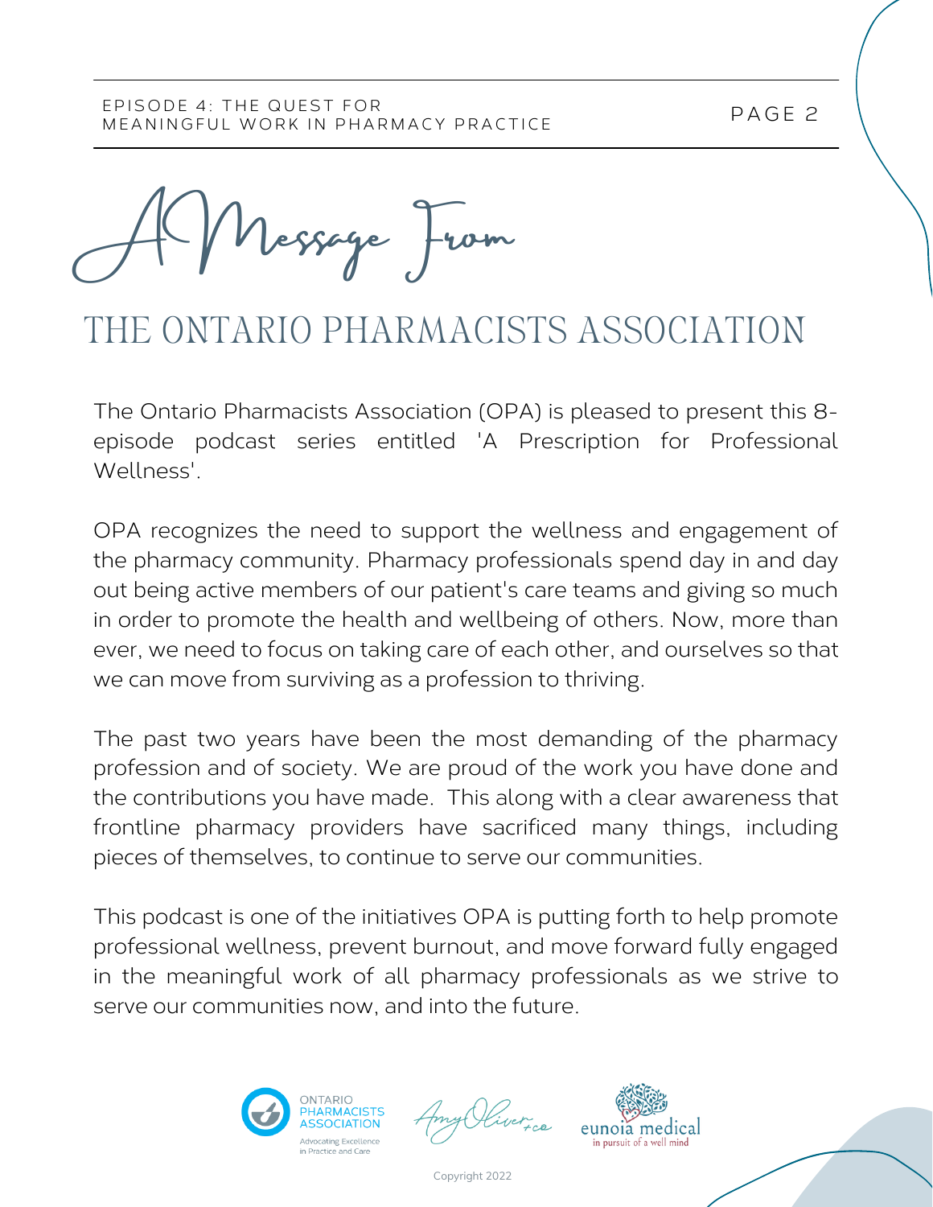# A Message From

# THE ONTARIO PHARMACISTS ASSOCIATION

The Ontario Pharmacists Association (OPA) is pleased to present this 8-episode podcast series entitled 'A Prescription for Professional Wellness'.

OPA recognizes the need to support the wellness and engagement of the pharmacy community. Pharmacy professionals spend day in and day out being active members of our patient's care teams and giving so much in order to promote the health and wellbeing of others. Now, more than ever, we need to focus on taking care of each other, and ourselves so that we can move from surviving as a profession to thriving.

The past two years have been the most demanding of the pharmacy profession and of society. We are proud of the work you have done and the contributions you have made. This along with a clear awareness that frontline pharmacy providers have sacrificed many things, including pieces of themselves, to continue to serve our communities.

This podcast is one of the initiatives OPA is putting forth to help promote professional wellness, prevent burnout, and move forward fully engaged in the meaningful work of all pharmacy professionals as we strive to serve our communities now, and into the future.

ONTARIO PHARMACISTS ASSOCIATION
Advocating Excellence in Practice and Care

Amy Oliver + co

eunoia medical
in pursuit of a well mind

Copyright 2022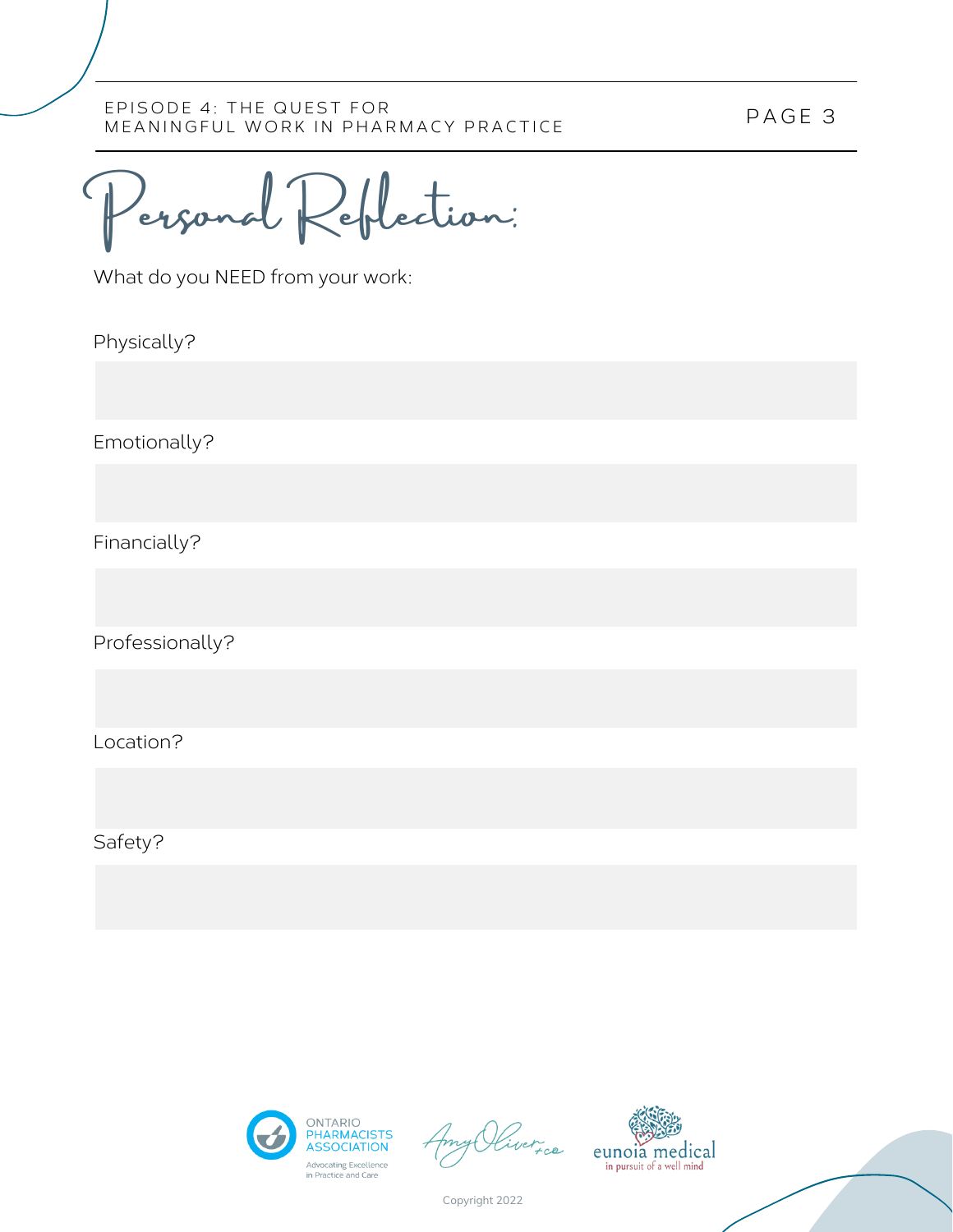# Personal Reflection:

What do you NEED from your work:

Physically?

Emotionally?

Financially?

Professionally?

Location?

Safety?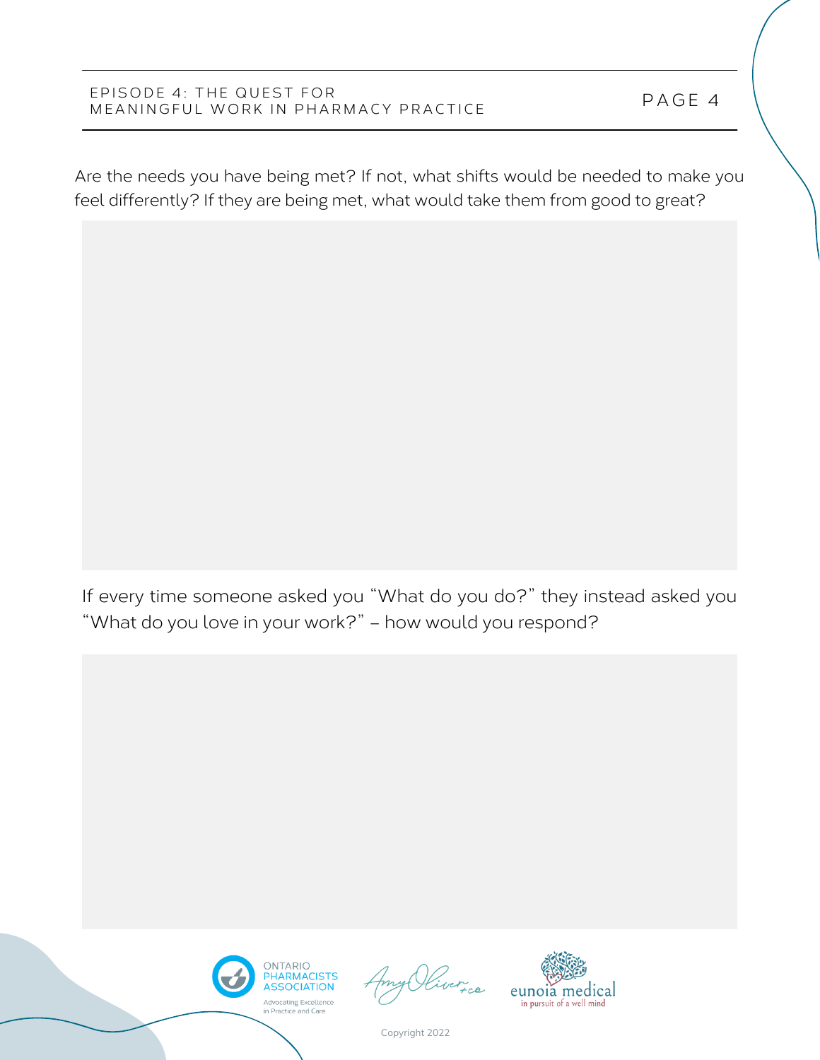Are the needs you have being met? If not, what shifts would be needed to make you feel differently? If they are being met, what would take them from good to great?

If every time someone asked you “What do you do?” they instead asked you “What do you love in your work?” – how would you respond?

Copyright 2022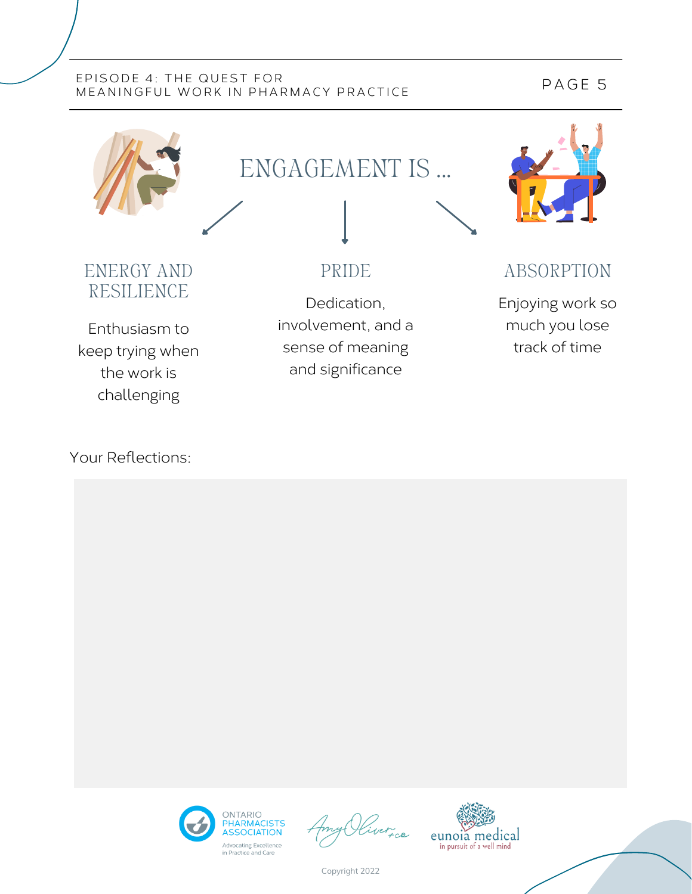# ENGAGEMENT IS ...

## ENERGY AND RESILIENCE

Enthusiasm to keep trying when the work is challenging

## PRIDE

Dedication, involvement, and a sense of meaning and significance

## ABSORPTION

Enjoying work so much you lose track of time

Your Reflections:

Copyright 2022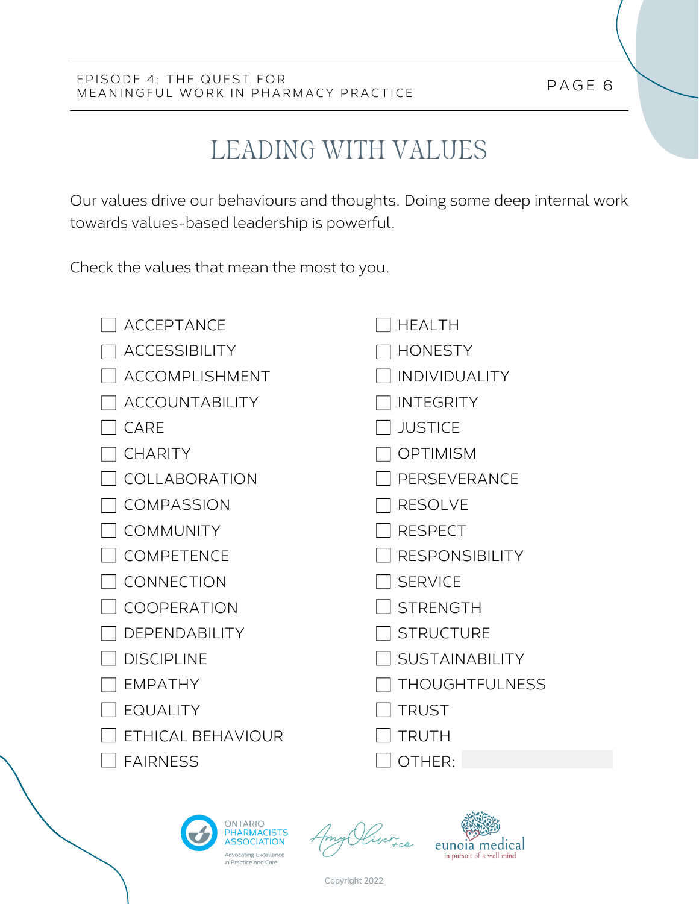# LEADING WITH VALUES

Our values drive our behaviours and thoughts. Doing some deep internal work towards values-based leadership is powerful.

Check the values that mean the most to you.

- [ ] ACCEPTANCE
- [ ] ACCESSIBILITY
- [ ] ACCOMPLISHMENT
- [ ] ACCOUNTABILITY
- [ ] CARE
- [ ] CHARITY
- [ ] COLLABORATION
- [ ] COMPASSION
- [ ] COMMUNITY
- [ ] COMPETENCE
- [ ] CONNECTION
- [ ] COOPERATION
- [ ] DEPENDABILITY
- [ ] DISCIPLINE
- [ ] EMPATHY
- [ ] EQUALITY
- [ ] ETHICAL BEHAVIOUR
- [ ] FAIRNESS
- [ ] HEALTH
- [ ] HONESTY
- [ ] INDIVIDUALITY
- [ ] INTEGRITY
- [ ] JUSTICE
- [ ] OPTIMISM
- [ ] PERSEVERANCE
- [ ] RESOLVE
- [ ] RESPECT
- [ ] RESPONSIBILITY
- [ ] SERVICE
- [ ] STRENGTH
- [ ] STRUCTURE
- [ ] SUSTAINABILITY
- [ ] THOUGHTFULNESS
- [ ] TRUST
- [ ] TRUTH
- [ ] OTHER: ____________

ONTARIO PHARMACISTS ASSOCIATION — Advocating Excellence in Practice and Care

Amy Oliver + co

eunoia medical — in pursuit of a well mind

Copyright 2022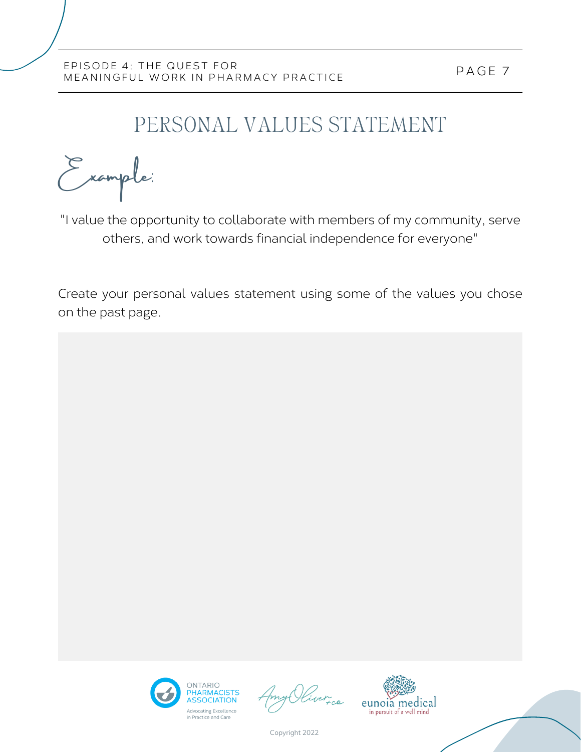# PERSONAL VALUES STATEMENT

*Example:*

"I value the opportunity to collaborate with members of my community, serve others, and work towards financial independence for everyone"

Create your personal values statement using some of the values you chose on the past page.

Copyright 2022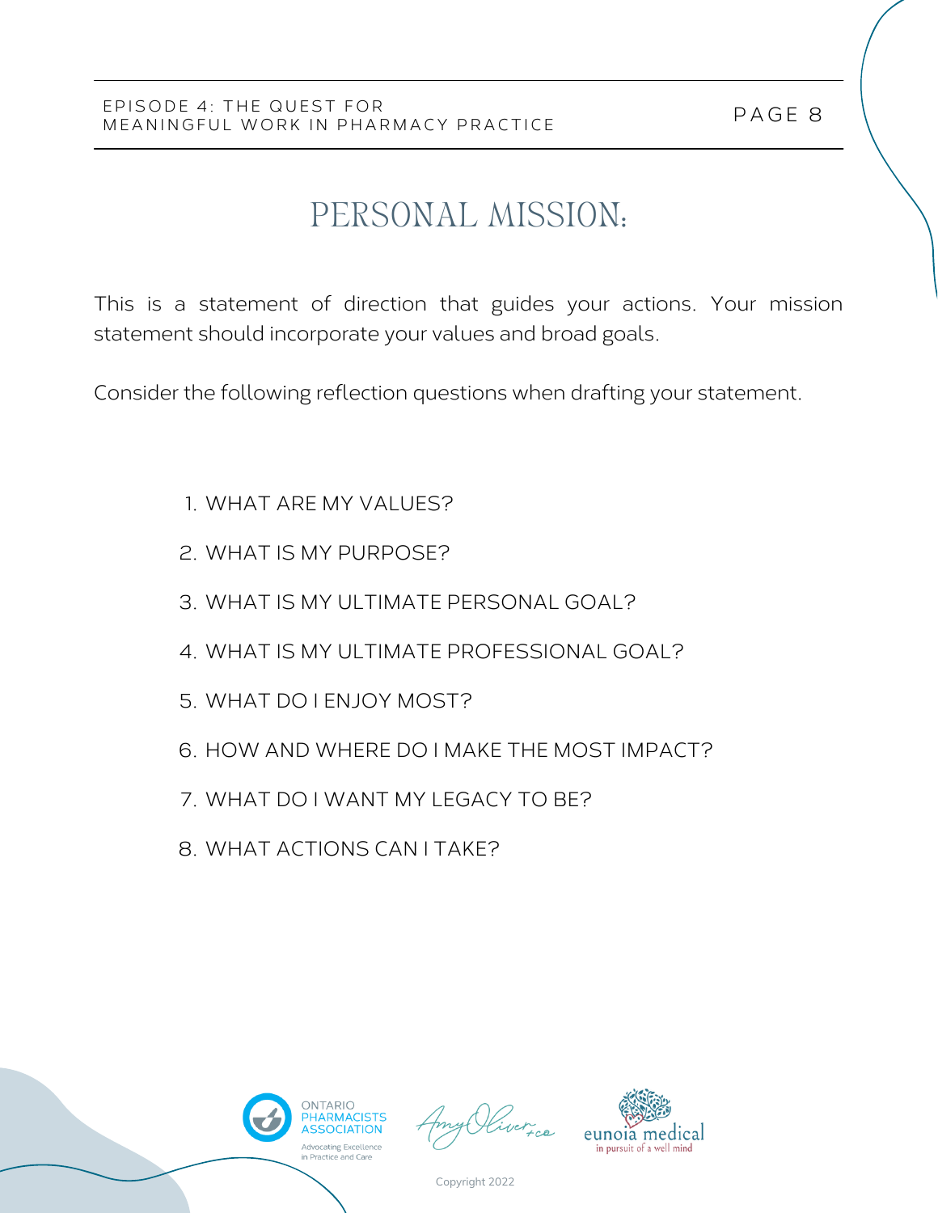# PERSONAL MISSION:

This is a statement of direction that guides your actions. Your mission statement should incorporate your values and broad goals.

Consider the following reflection questions when drafting your statement.

1. WHAT ARE MY VALUES?
2. WHAT IS MY PURPOSE?
3. WHAT IS MY ULTIMATE PERSONAL GOAL?
4. WHAT IS MY ULTIMATE PROFESSIONAL GOAL?
5. WHAT DO I ENJOY MOST?
6. HOW AND WHERE DO I MAKE THE MOST IMPACT?
7. WHAT DO I WANT MY LEGACY TO BE?
8. WHAT ACTIONS CAN I TAKE?

Copyright 2022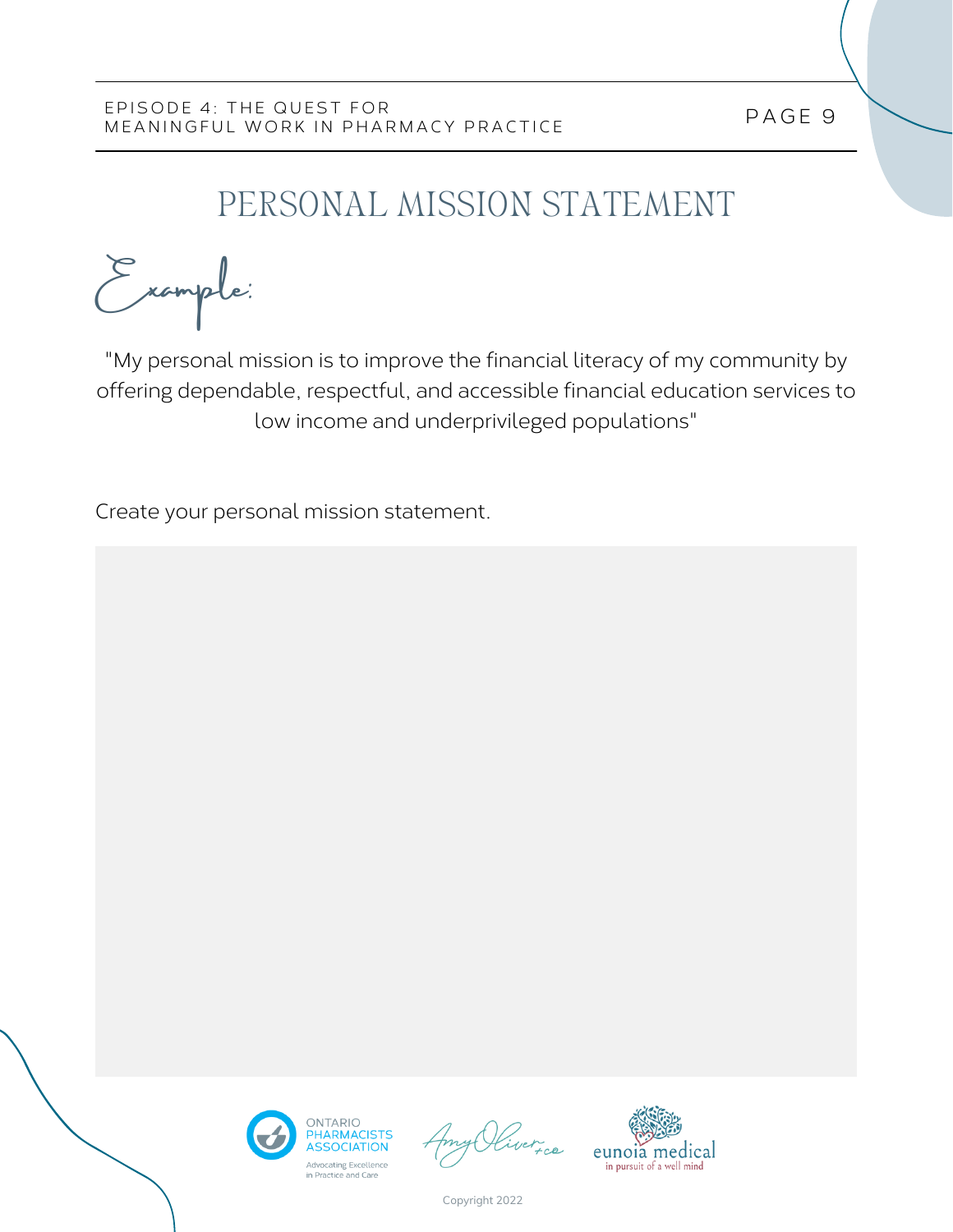# PERSONAL MISSION STATEMENT

*Example:*

"My personal mission is to improve the financial literacy of my community by offering dependable, respectful, and accessible financial education services to low income and underprivileged populations"

Create your personal mission statement.

Copyright 2022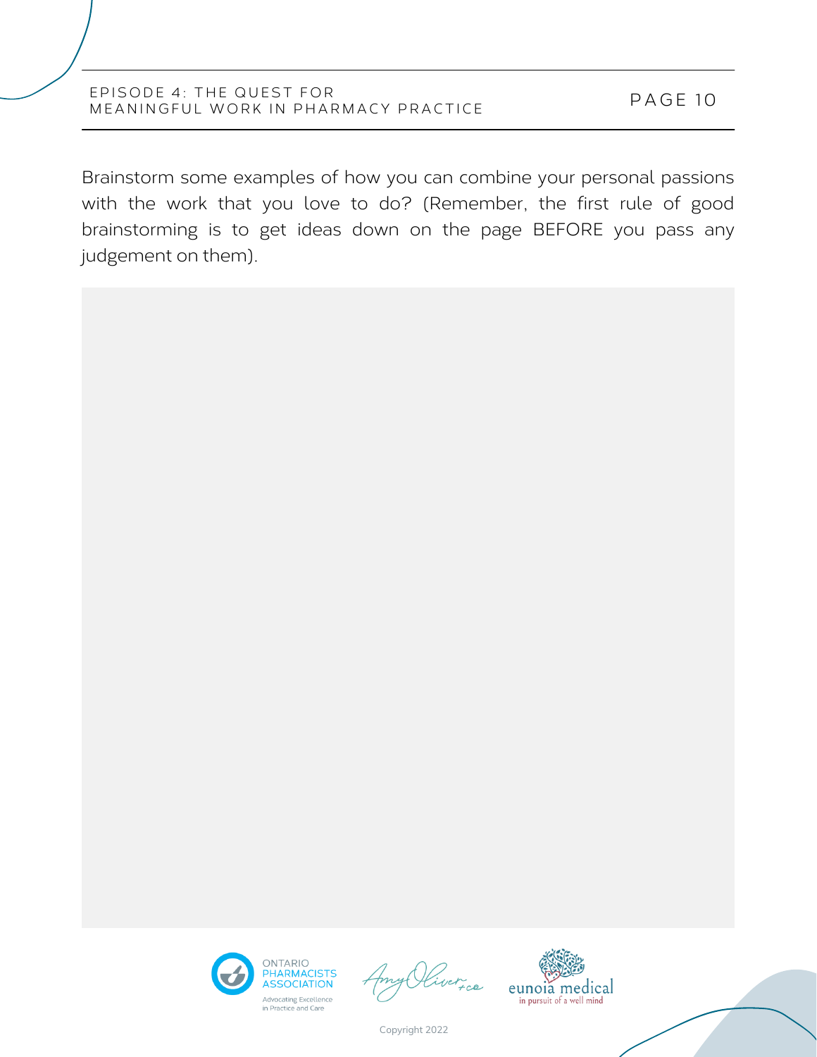Brainstorm some examples of how you can combine your personal passions with the work that you love to do? (Remember, the first rule of good brainstorming is to get ideas down on the page BEFORE you pass any judgement on them).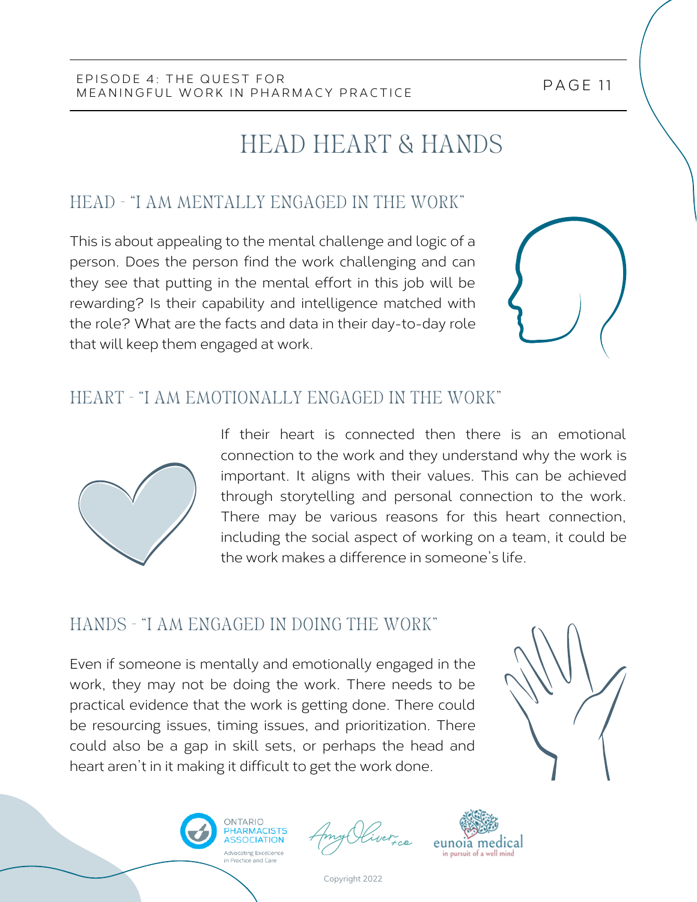# HEAD HEART & HANDS

## HEAD - "I AM MENTALLY ENGAGED IN THE WORK"

This is about appealing to the mental challenge and logic of a person. Does the person find the work challenging and can they see that putting in the mental effort in this job will be rewarding? Is their capability and intelligence matched with the role? What are the facts and data in their day-to-day role that will keep them engaged at work.

## HEART - "I AM EMOTIONALLY ENGAGED IN THE WORK"

If their heart is connected then there is an emotional connection to the work and they understand why the work is important. It aligns with their values. This can be achieved through storytelling and personal connection to the work. There may be various reasons for this heart connection, including the social aspect of working on a team, it could be the work makes a difference in someone's life.

## HANDS - "I AM ENGAGED IN DOING THE WORK"

Even if someone is mentally and emotionally engaged in the work, they may not be doing the work. There needs to be practical evidence that the work is getting done. There could be resourcing issues, timing issues, and prioritization. There could also be a gap in skill sets, or perhaps the head and heart aren't in it making it difficult to get the work done.

Copyright 2022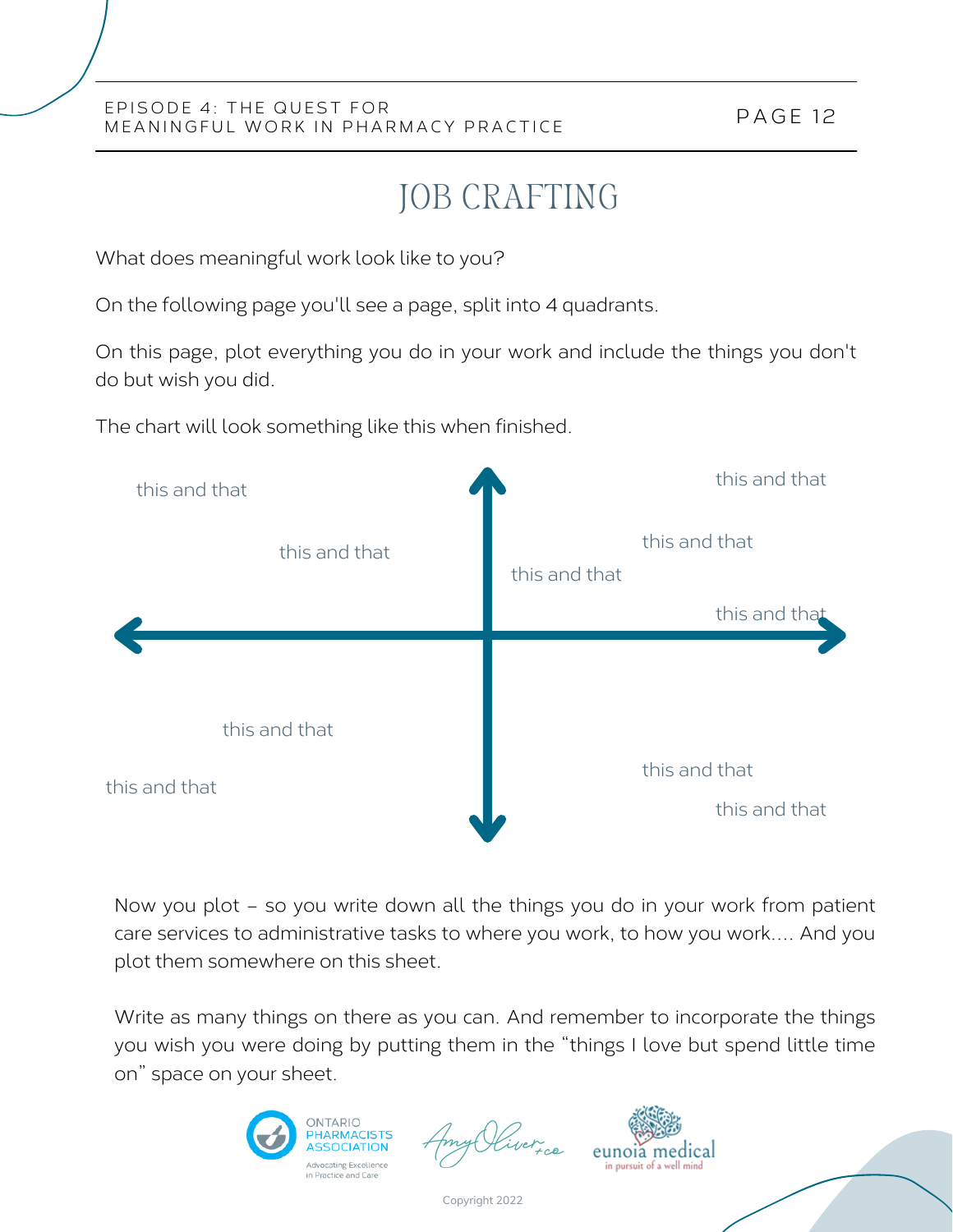# JOB CRAFTING

What does meaningful work look like to you?

On the following page you'll see a page, split into 4 quadrants.

On this page, plot everything you do in your work and include the things you don't do but wish you did.

The chart will look something like this when finished.

this and that

this and that

this and that

this and that

this and that

this and that

this and that

this and that

this and that

this and that

Now you plot – so you write down all the things you do in your work from patient care services to administrative tasks to where you work, to how you work.... And you plot them somewhere on this sheet.

Write as many things on there as you can. And remember to incorporate the things you wish you were doing by putting them in the "things I love but spend little time on" space on your sheet.

ONTARIO PHARMACISTS ASSOCIATION
Advocating Excellence in Practice and Care

Amy Oliver + co

eunoia medical
in pursuit of a well mind

Copyright 2022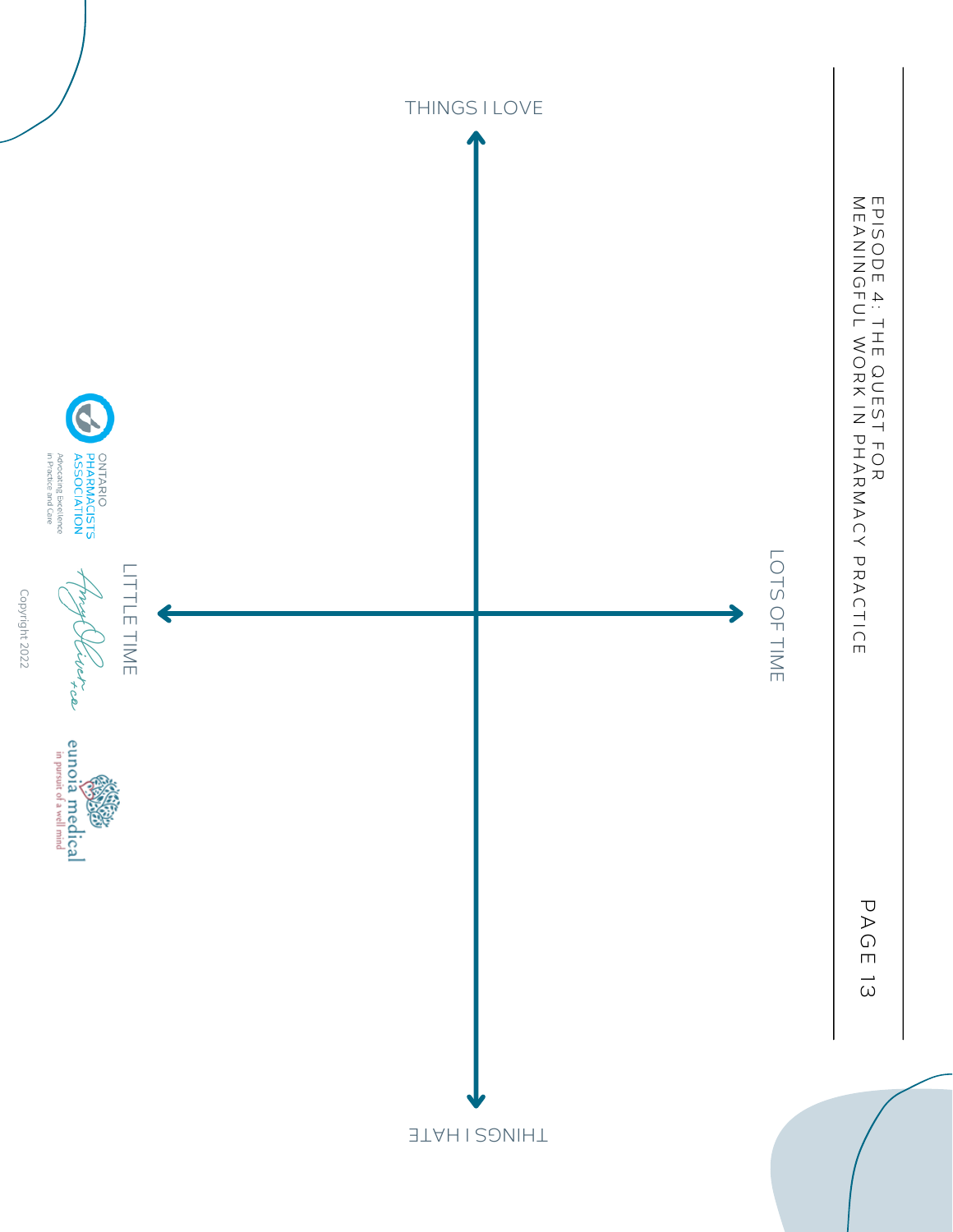THINGS I LOVE

LITTLE TIME

LOTS OF TIME

THINGS I HATE

ONTARIO PHARMACISTS ASSOCIATION

Advocating Excellence in Practice and Care

eunoia medical

in pursuit of a well mind

Copyright 2022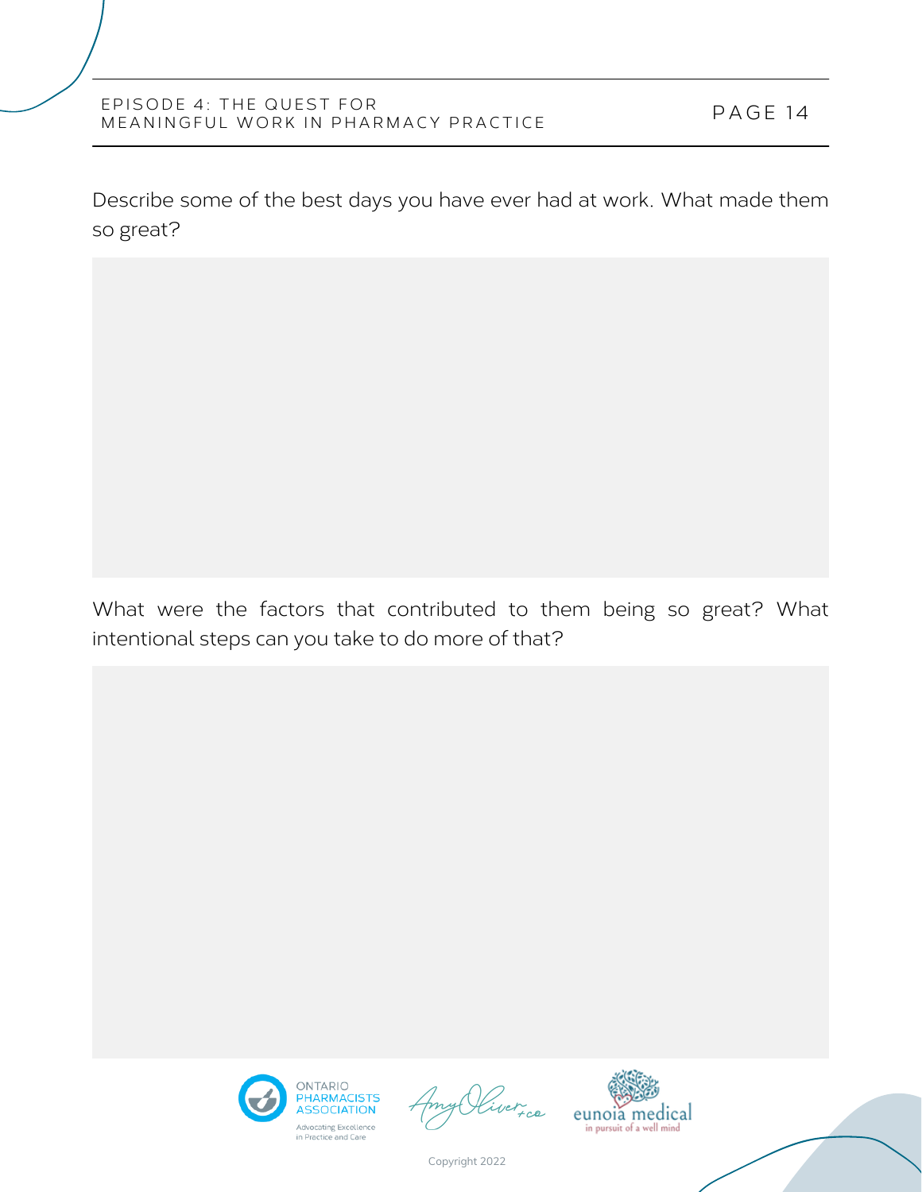Describe some of the best days you have ever had at work. What made them so great?

What were the factors that contributed to them being so great? What intentional steps can you take to do more of that?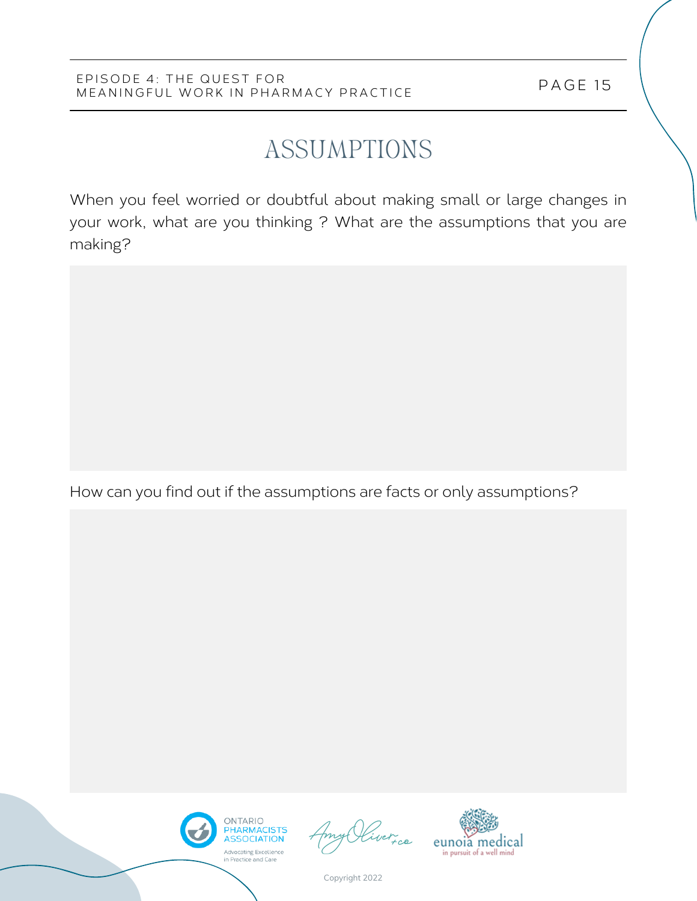# ASSUMPTIONS

When you feel worried or doubtful about making small or large changes in your work, what are you thinking ? What are the assumptions that you are making?

How can you find out if the assumptions are facts or only assumptions?

Copyright 2022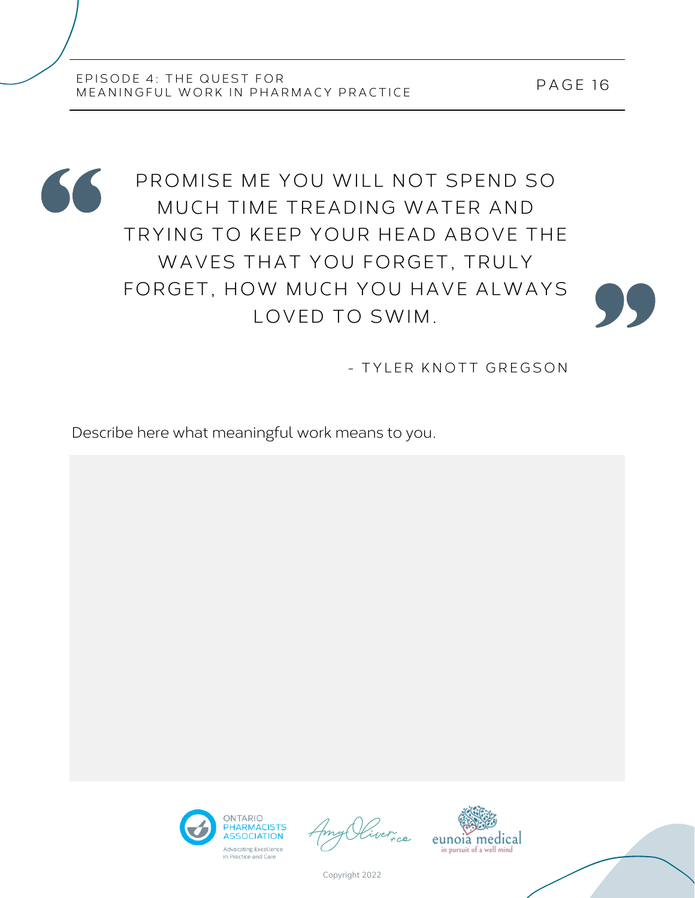> PROMISE ME YOU WILL NOT SPEND SO MUCH TIME TREADING WATER AND TRYING TO KEEP YOUR HEAD ABOVE THE WAVES THAT YOU FORGET, TRULY FORGET, HOW MUCH YOU HAVE ALWAYS LOVED TO SWIM.
>
> \- TYLER KNOTT GREGSON

Describe here what meaningful work means to you.

Copyright 2022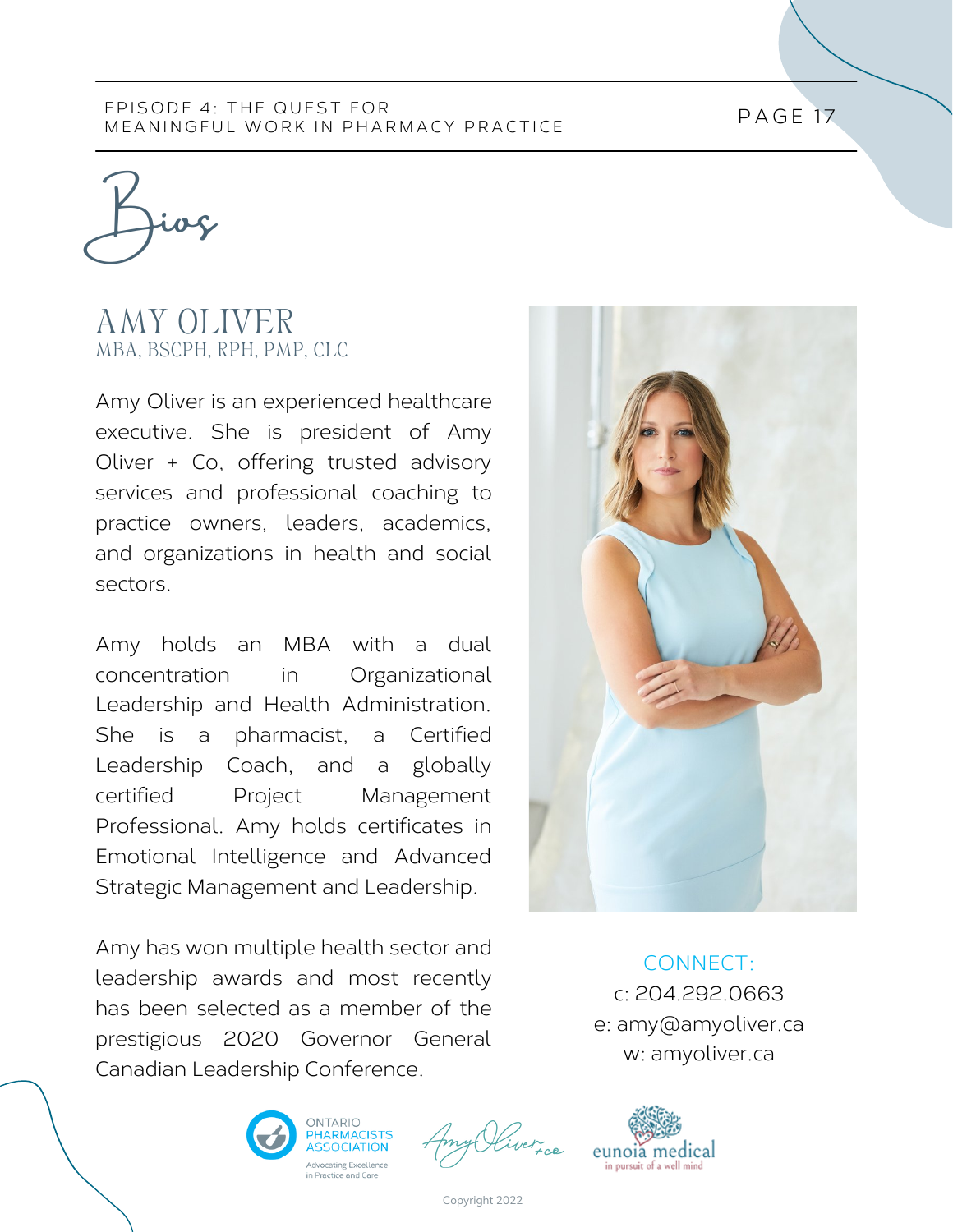# Bios

## AMY OLIVER
### MBA, BSCPH, RPH, PMP, CLC

Amy Oliver is an experienced healthcare executive. She is president of Amy Oliver + Co, offering trusted advisory services and professional coaching to practice owners, leaders, academics, and organizations in health and social sectors.

Amy holds an MBA with a dual concentration in Organizational Leadership and Health Administration. She is a pharmacist, a Certified Leadership Coach, and a globally certified Project Management Professional. Amy holds certificates in Emotional Intelligence and Advanced Strategic Management and Leadership.

Amy has won multiple health sector and leadership awards and most recently has been selected as a member of the prestigious 2020 Governor General Canadian Leadership Conference.

CONNECT:
c: 204.292.0663
e: amy@amyoliver.ca
w: amyoliver.ca

ONTARIO PHARMACISTS ASSOCIATION
Advocating Excellence in Practice and Care

Amy Oliver + co

eunoia medical
in pursuit of a well mind

Copyright 2022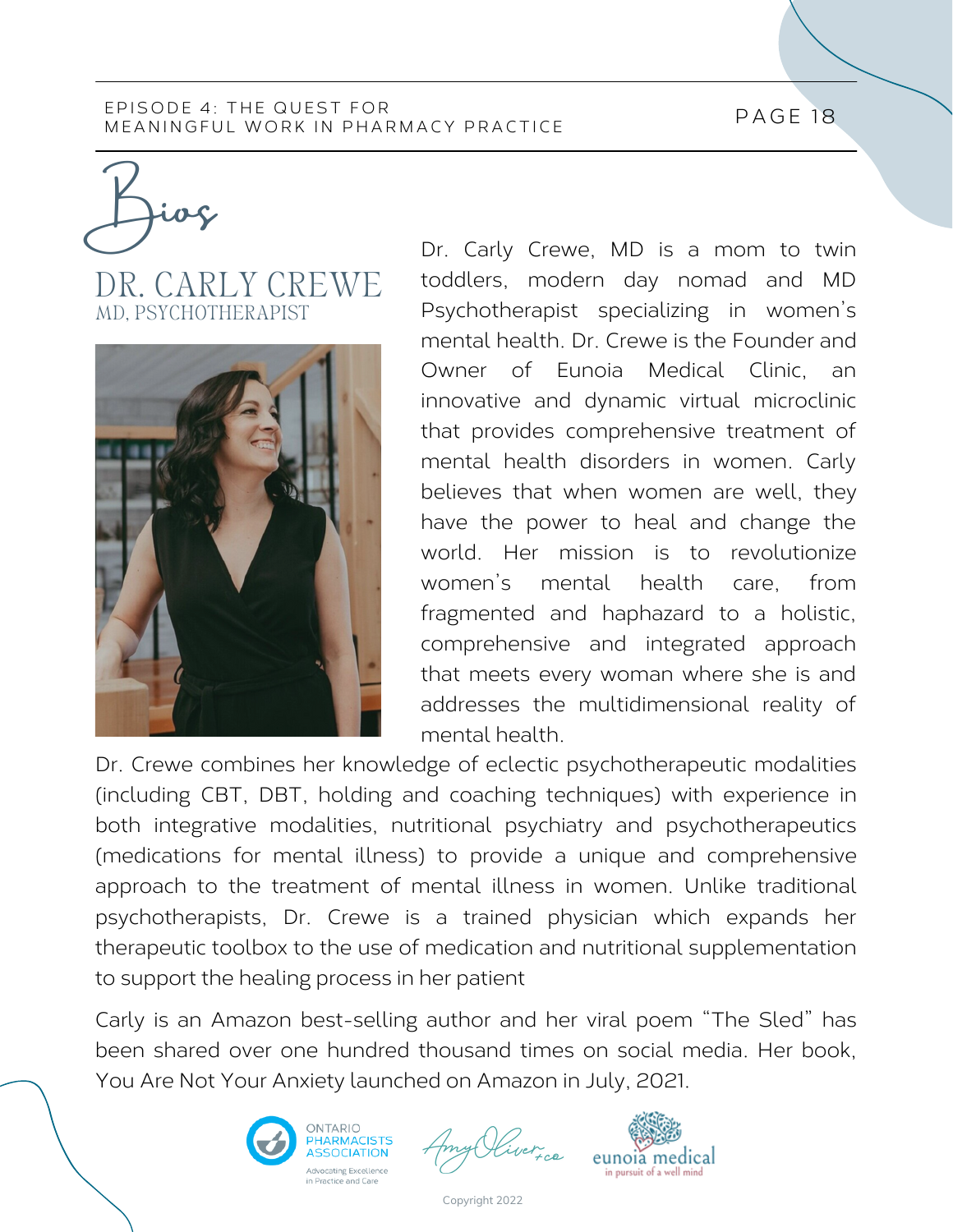# Bios

## DR. CARLY CREWE

MD, PSYCHOTHERAPIST

Dr. Carly Crewe, MD is a mom to twin toddlers, modern day nomad and MD Psychotherapist specializing in women's mental health. Dr. Crewe is the Founder and Owner of Eunoia Medical Clinic, an innovative and dynamic virtual microclinic that provides comprehensive treatment of mental health disorders in women. Carly believes that when women are well, they have the power to heal and change the world. Her mission is to revolutionize women's mental health care, from fragmented and haphazard to a holistic, comprehensive and integrated approach that meets every woman where she is and addresses the multidimensional reality of mental health.

Dr. Crewe combines her knowledge of eclectic psychotherapeutic modalities (including CBT, DBT, holding and coaching techniques) with experience in both integrative modalities, nutritional psychiatry and psychotherapeutics (medications for mental illness) to provide a unique and comprehensive approach to the treatment of mental illness in women. Unlike traditional psychotherapists, Dr. Crewe is a trained physician which expands her therapeutic toolbox to the use of medication and nutritional supplementation to support the healing process in her patient

Carly is an Amazon best-selling author and her viral poem "The Sled" has been shared over one hundred thousand times on social media. Her book, You Are Not Your Anxiety launched on Amazon in July, 2021.

ONTARIO PHARMACISTS ASSOCIATION
Advocating Excellence in Practice and Care

Amy Oliver + co

eunoia medical
in pursuit of a well mind

Copyright 2022